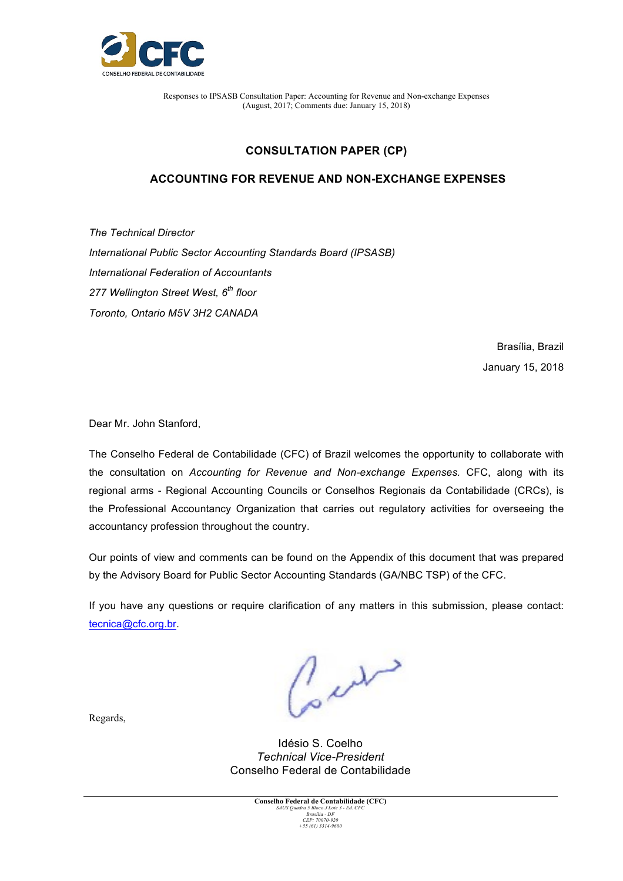CFC
CONSELHO FEDERAL DE CONTABILIDADE

Responses to IPSASB Consultation Paper: Accounting for Revenue and Non-exchange Expenses
(August, 2017; Comments due: January 15, 2018)

## CONSULTATION PAPER (CP)

## ACCOUNTING FOR REVENUE AND NON-EXCHANGE EXPENSES

*The Technical Director*

*International Public Sector Accounting Standards Board (IPSASB)*

*International Federation of Accountants*

*277 Wellington Street West, 6th floor*

*Toronto, Ontario M5V 3H2 CANADA*

Brasília, Brazil

January 15, 2018

Dear Mr. John Stanford,

The Conselho Federal de Contabilidade (CFC) of Brazil welcomes the opportunity to collaborate with the consultation on *Accounting for Revenue and Non-exchange Expenses.* CFC, along with its regional arms - Regional Accounting Councils or Conselhos Regionais da Contabilidade (CRCs), is the Professional Accountancy Organization that carries out regulatory activities for overseeing the accountancy profession throughout the country.

Our points of view and comments can be found on the Appendix of this document that was prepared by the Advisory Board for Public Sector Accounting Standards (GA/NBC TSP) of the CFC.

If you have any questions or require clarification of any matters in this submission, please contact: tecnica@cfc.org.br.

Regards,

Idésio S. Coelho
*Technical Vice-President*
Conselho Federal de Contabilidade

**Conselho Federal de Contabilidade (CFC)**
*SAUS Quadra 5 Bloco J Lote 3 - Ed. CFC*
*Brasília - DF*
*CEP: 70070-920*
*+55 (61) 3314-9600*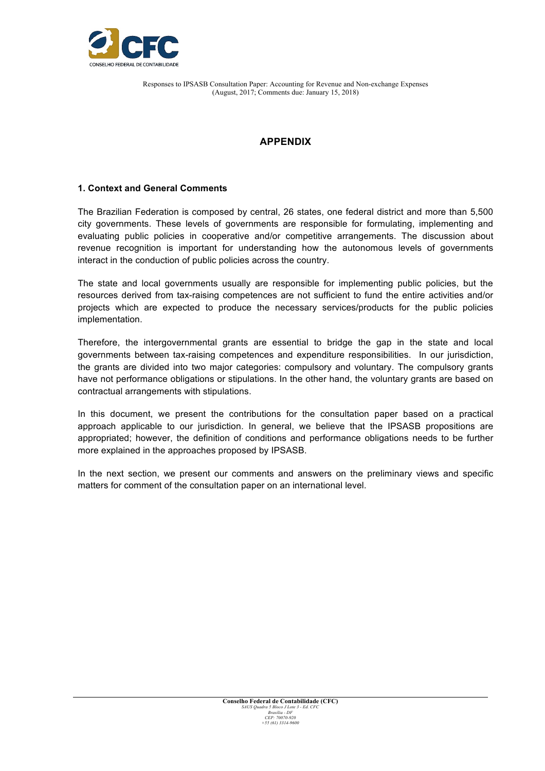## APPENDIX

### 1. Context and General Comments

The Brazilian Federation is composed by central, 26 states, one federal district and more than 5,500 city governments. These levels of governments are responsible for formulating, implementing and evaluating public policies in cooperative and/or competitive arrangements. The discussion about revenue recognition is important for understanding how the autonomous levels of governments interact in the conduction of public policies across the country.

The state and local governments usually are responsible for implementing public policies, but the resources derived from tax-raising competences are not sufficient to fund the entire activities and/or projects which are expected to produce the necessary services/products for the public policies implementation.

Therefore, the intergovernmental grants are essential to bridge the gap in the state and local governments between tax-raising competences and expenditure responsibilities. In our jurisdiction, the grants are divided into two major categories: compulsory and voluntary. The compulsory grants have not performance obligations or stipulations. In the other hand, the voluntary grants are based on contractual arrangements with stipulations.

In this document, we present the contributions for the consultation paper based on a practical approach applicable to our jurisdiction. In general, we believe that the IPSASB propositions are appropriated; however, the definition of conditions and performance obligations needs to be further more explained in the approaches proposed by IPSASB.

In the next section, we present our comments and answers on the preliminary views and specific matters for comment of the consultation paper on an international level.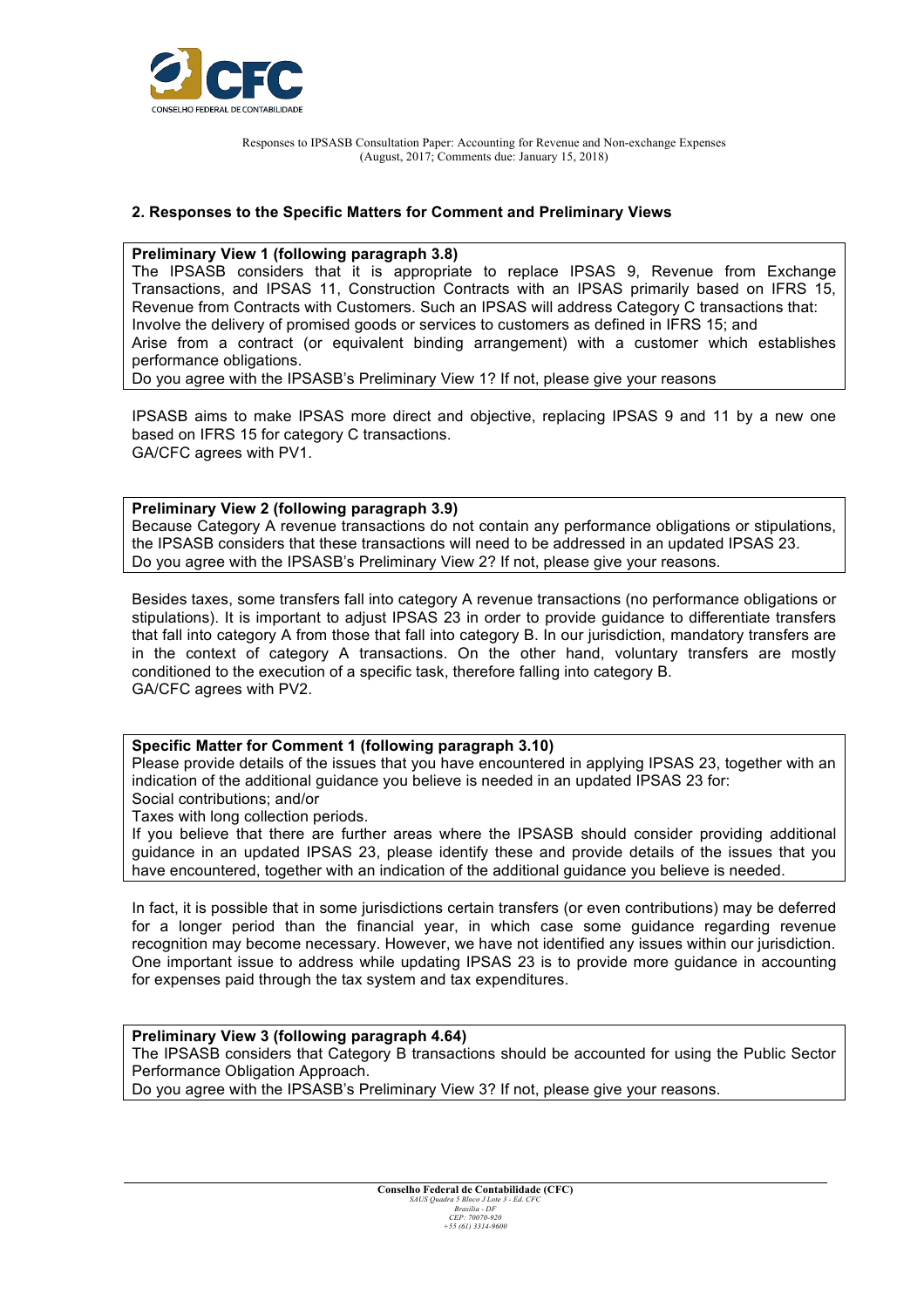## 2. Responses to the Specific Matters for Comment and Preliminary Views

**Preliminary View 1 (following paragraph 3.8)**
The IPSASB considers that it is appropriate to replace IPSAS 9, Revenue from Exchange Transactions, and IPSAS 11, Construction Contracts with an IPSAS primarily based on IFRS 15, Revenue from Contracts with Customers. Such an IPSAS will address Category C transactions that:
Involve the delivery of promised goods or services to customers as defined in IFRS 15; and
Arise from a contract (or equivalent binding arrangement) with a customer which establishes performance obligations.
Do you agree with the IPSASB's Preliminary View 1? If not, please give your reasons

IPSASB aims to make IPSAS more direct and objective, replacing IPSAS 9 and 11 by a new one based on IFRS 15 for category C transactions.
GA/CFC agrees with PV1.

**Preliminary View 2 (following paragraph 3.9)**
Because Category A revenue transactions do not contain any performance obligations or stipulations, the IPSASB considers that these transactions will need to be addressed in an updated IPSAS 23.
Do you agree with the IPSASB's Preliminary View 2? If not, please give your reasons.

Besides taxes, some transfers fall into category A revenue transactions (no performance obligations or stipulations). It is important to adjust IPSAS 23 in order to provide guidance to differentiate transfers that fall into category A from those that fall into category B. In our jurisdiction, mandatory transfers are in the context of category A transactions. On the other hand, voluntary transfers are mostly conditioned to the execution of a specific task, therefore falling into category B.
GA/CFC agrees with PV2.

**Specific Matter for Comment 1 (following paragraph 3.10)**
Please provide details of the issues that you have encountered in applying IPSAS 23, together with an indication of the additional guidance you believe is needed in an updated IPSAS 23 for:
Social contributions; and/or
Taxes with long collection periods.
If you believe that there are further areas where the IPSASB should consider providing additional guidance in an updated IPSAS 23, please identify these and provide details of the issues that you have encountered, together with an indication of the additional guidance you believe is needed.

In fact, it is possible that in some jurisdictions certain transfers (or even contributions) may be deferred for a longer period than the financial year, in which case some guidance regarding revenue recognition may become necessary. However, we have not identified any issues within our jurisdiction. One important issue to address while updating IPSAS 23 is to provide more guidance in accounting for expenses paid through the tax system and tax expenditures.

**Preliminary View 3 (following paragraph 4.64)**
The IPSASB considers that Category B transactions should be accounted for using the Public Sector Performance Obligation Approach.
Do you agree with the IPSASB's Preliminary View 3? If not, please give your reasons.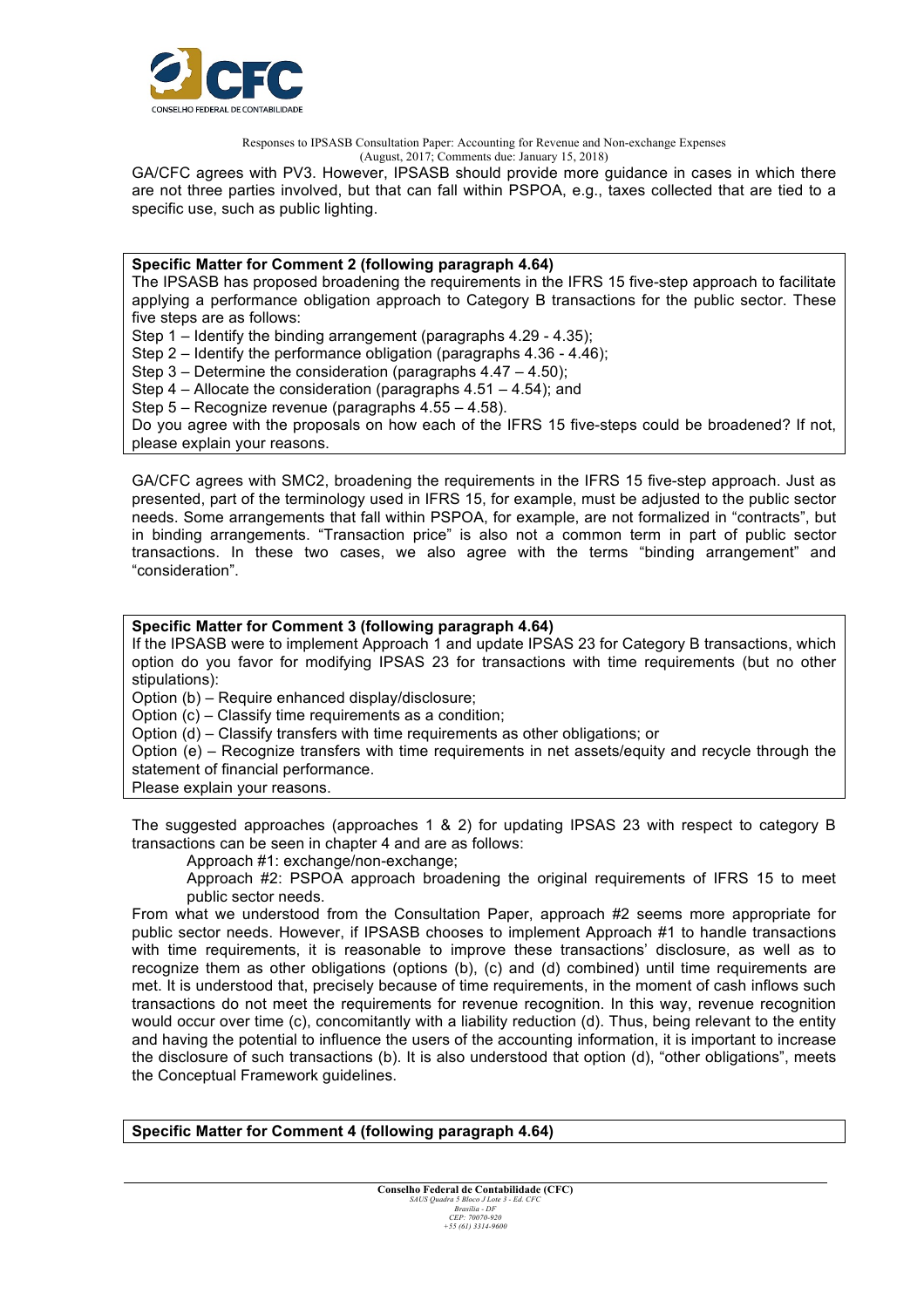GA/CFC agrees with PV3. However, IPSASB should provide more guidance in cases in which there are not three parties involved, but that can fall within PSPOA, e.g., taxes collected that are tied to a specific use, such as public lighting.

**Specific Matter for Comment 2 (following paragraph 4.64)**

The IPSASB has proposed broadening the requirements in the IFRS 15 five-step approach to facilitate applying a performance obligation approach to Category B transactions for the public sector. These five steps are as follows:

Step 1 – Identify the binding arrangement (paragraphs 4.29 - 4.35);
Step 2 – Identify the performance obligation (paragraphs 4.36 - 4.46);
Step 3 – Determine the consideration (paragraphs 4.47 – 4.50);
Step 4 – Allocate the consideration (paragraphs 4.51 – 4.54); and
Step 5 – Recognize revenue (paragraphs 4.55 – 4.58).

Do you agree with the proposals on how each of the IFRS 15 five-steps could be broadened? If not, please explain your reasons.

GA/CFC agrees with SMC2, broadening the requirements in the IFRS 15 five-step approach. Just as presented, part of the terminology used in IFRS 15, for example, must be adjusted to the public sector needs. Some arrangements that fall within PSPOA, for example, are not formalized in "contracts", but in binding arrangements. "Transaction price" is also not a common term in part of public sector transactions. In these two cases, we also agree with the terms "binding arrangement" and "consideration".

**Specific Matter for Comment 3 (following paragraph 4.64)**

If the IPSASB were to implement Approach 1 and update IPSAS 23 for Category B transactions, which option do you favor for modifying IPSAS 23 for transactions with time requirements (but no other stipulations):

Option (b) – Require enhanced display/disclosure;
Option (c) – Classify time requirements as a condition;
Option (d) – Classify transfers with time requirements as other obligations; or
Option (e) – Recognize transfers with time requirements in net assets/equity and recycle through the statement of financial performance.

Please explain your reasons.

The suggested approaches (approaches 1 & 2) for updating IPSAS 23 with respect to category B transactions can be seen in chapter 4 and are as follows:

Approach #1: exchange/non-exchange;

Approach #2: PSPOA approach broadening the original requirements of IFRS 15 to meet public sector needs.

From what we understood from the Consultation Paper, approach #2 seems more appropriate for public sector needs. However, if IPSASB chooses to implement Approach #1 to handle transactions with time requirements, it is reasonable to improve these transactions' disclosure, as well as to recognize them as other obligations (options (b), (c) and (d) combined) until time requirements are met. It is understood that, precisely because of time requirements, in the moment of cash inflows such transactions do not meet the requirements for revenue recognition. In this way, revenue recognition would occur over time (c), concomitantly with a liability reduction (d). Thus, being relevant to the entity and having the potential to influence the users of the accounting information, it is important to increase the disclosure of such transactions (b). It is also understood that option (d), "other obligations", meets the Conceptual Framework guidelines.

**Specific Matter for Comment 4 (following paragraph 4.64)**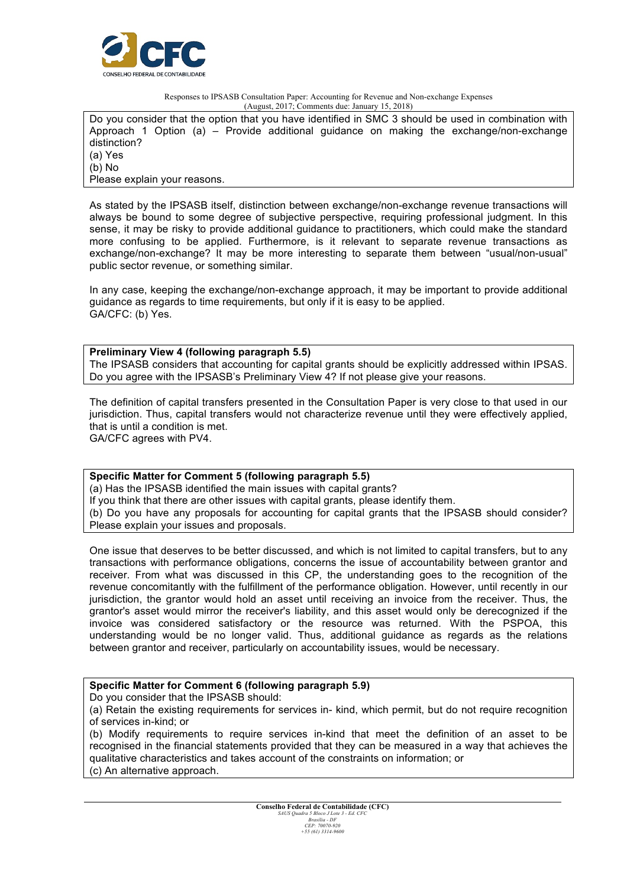Do you consider that the option that you have identified in SMC 3 should be used in combination with Approach 1 Option (a) – Provide additional guidance on making the exchange/non-exchange distinction?

(a) Yes

(b) No

Please explain your reasons.

As stated by the IPSASB itself, distinction between exchange/non-exchange revenue transactions will always be bound to some degree of subjective perspective, requiring professional judgment. In this sense, it may be risky to provide additional guidance to practitioners, which could make the standard more confusing to be applied. Furthermore, is it relevant to separate revenue transactions as exchange/non-exchange? It may be more interesting to separate them between "usual/non-usual" public sector revenue, or something similar.

In any case, keeping the exchange/non-exchange approach, it may be important to provide additional guidance as regards to time requirements, but only if it is easy to be applied.
GA/CFC: (b) Yes.

**Preliminary View 4 (following paragraph 5.5)**

The IPSASB considers that accounting for capital grants should be explicitly addressed within IPSAS. Do you agree with the IPSASB's Preliminary View 4? If not please give your reasons.

The definition of capital transfers presented in the Consultation Paper is very close to that used in our jurisdiction. Thus, capital transfers would not characterize revenue until they were effectively applied, that is until a condition is met.
GA/CFC agrees with PV4.

**Specific Matter for Comment 5 (following paragraph 5.5)**

(a) Has the IPSASB identified the main issues with capital grants?

If you think that there are other issues with capital grants, please identify them.

(b) Do you have any proposals for accounting for capital grants that the IPSASB should consider? Please explain your issues and proposals.

One issue that deserves to be better discussed, and which is not limited to capital transfers, but to any transactions with performance obligations, concerns the issue of accountability between grantor and receiver. From what was discussed in this CP, the understanding goes to the recognition of the revenue concomitantly with the fulfillment of the performance obligation. However, until recently in our jurisdiction, the grantor would hold an asset until receiving an invoice from the receiver. Thus, the grantor's asset would mirror the receiver's liability, and this asset would only be derecognized if the invoice was considered satisfactory or the resource was returned. With the PSPOA, this understanding would be no longer valid. Thus, additional guidance as regards as the relations between grantor and receiver, particularly on accountability issues, would be necessary.

**Specific Matter for Comment 6 (following paragraph 5.9)**

Do you consider that the IPSASB should:

(a) Retain the existing requirements for services in- kind, which permit, but do not require recognition of services in-kind; or

(b) Modify requirements to require services in-kind that meet the definition of an asset to be recognised in the financial statements provided that they can be measured in a way that achieves the qualitative characteristics and takes account of the constraints on information; or

(c) An alternative approach.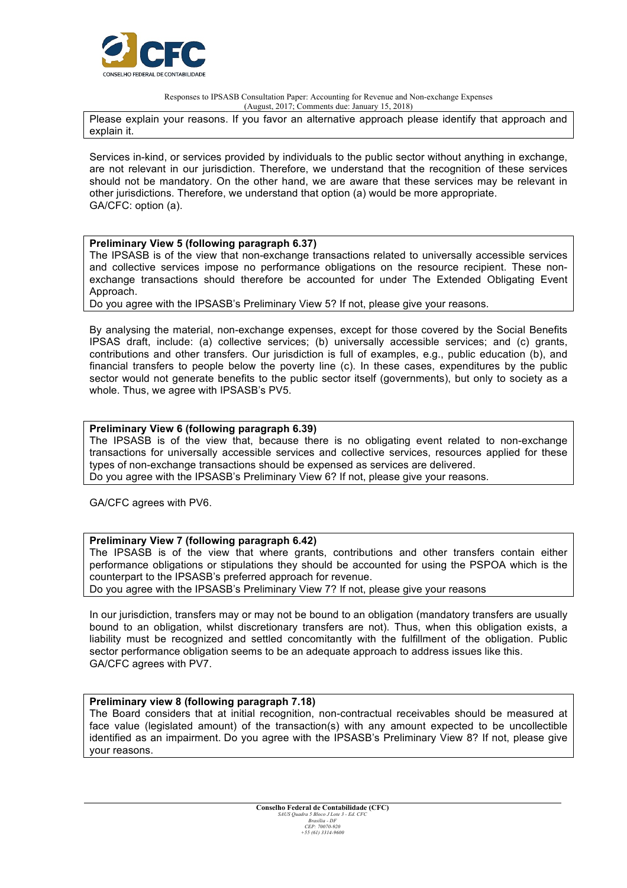Please explain your reasons. If you favor an alternative approach please identify that approach and explain it.

Services in-kind, or services provided by individuals to the public sector without anything in exchange, are not relevant in our jurisdiction. Therefore, we understand that the recognition of these services should not be mandatory. On the other hand, we are aware that these services may be relevant in other jurisdictions. Therefore, we understand that option (a) would be more appropriate.
GA/CFC: option (a).

**Preliminary View 5 (following paragraph 6.37)**
The IPSASB is of the view that non-exchange transactions related to universally accessible services and collective services impose no performance obligations on the resource recipient. These non-exchange transactions should therefore be accounted for under The Extended Obligating Event Approach.
Do you agree with the IPSASB's Preliminary View 5? If not, please give your reasons.

By analysing the material, non-exchange expenses, except for those covered by the Social Benefits IPSAS draft, include: (a) collective services; (b) universally accessible services; and (c) grants, contributions and other transfers. Our jurisdiction is full of examples, e.g., public education (b), and financial transfers to people below the poverty line (c). In these cases, expenditures by the public sector would not generate benefits to the public sector itself (governments), but only to society as a whole. Thus, we agree with IPSASB's PV5.

**Preliminary View 6 (following paragraph 6.39)**
The IPSASB is of the view that, because there is no obligating event related to non-exchange transactions for universally accessible services and collective services, resources applied for these types of non-exchange transactions should be expensed as services are delivered.
Do you agree with the IPSASB's Preliminary View 6? If not, please give your reasons.

GA/CFC agrees with PV6.

**Preliminary View 7 (following paragraph 6.42)**
The IPSASB is of the view that where grants, contributions and other transfers contain either performance obligations or stipulations they should be accounted for using the PSPOA which is the counterpart to the IPSASB's preferred approach for revenue.
Do you agree with the IPSASB's Preliminary View 7? If not, please give your reasons

In our jurisdiction, transfers may or may not be bound to an obligation (mandatory transfers are usually bound to an obligation, whilst discretionary transfers are not). Thus, when this obligation exists, a liability must be recognized and settled concomitantly with the fulfillment of the obligation. Public sector performance obligation seems to be an adequate approach to address issues like this.
GA/CFC agrees with PV7.

**Preliminary view 8 (following paragraph 7.18)**
The Board considers that at initial recognition, non-contractual receivables should be measured at face value (legislated amount) of the transaction(s) with any amount expected to be uncollectible identified as an impairment. Do you agree with the IPSASB's Preliminary View 8? If not, please give your reasons.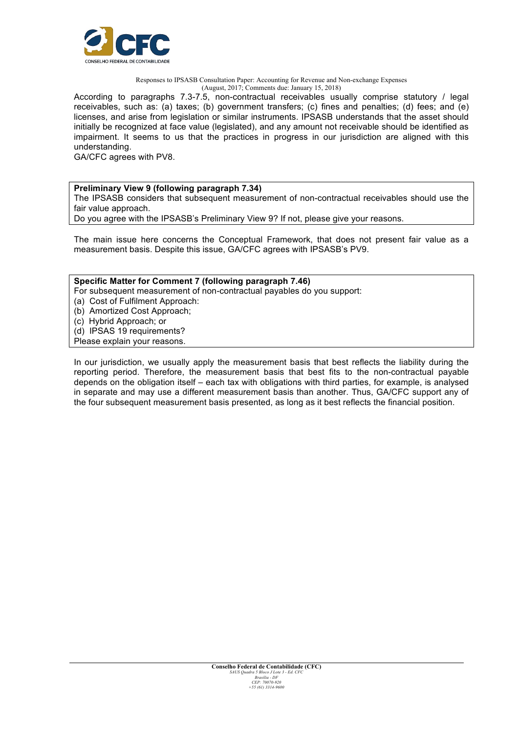According to paragraphs 7.3-7.5, non-contractual receivables usually comprise statutory / legal receivables, such as: (a) taxes; (b) government transfers; (c) fines and penalties; (d) fees; and (e) licenses, and arise from legislation or similar instruments. IPSASB understands that the asset should initially be recognized at face value (legislated), and any amount not receivable should be identified as impairment. It seems to us that the practices in progress in our jurisdiction are aligned with this understanding.

GA/CFC agrees with PV8.

> **Preliminary View 9 (following paragraph 7.34)**
>
> The IPSASB considers that subsequent measurement of non-contractual receivables should use the fair value approach.
>
> Do you agree with the IPSASB's Preliminary View 9? If not, please give your reasons.

The main issue here concerns the Conceptual Framework, that does not present fair value as a measurement basis. Despite this issue, GA/CFC agrees with IPSASB's PV9.

> **Specific Matter for Comment 7 (following paragraph 7.46)**
>
> For subsequent measurement of non-contractual payables do you support:
>
> (a) Cost of Fulfilment Approach:
>
> (b) Amortized Cost Approach;
>
> (c) Hybrid Approach; or
>
> (d) IPSAS 19 requirements?
>
> Please explain your reasons.

In our jurisdiction, we usually apply the measurement basis that best reflects the liability during the reporting period. Therefore, the measurement basis that best fits to the non-contractual payable depends on the obligation itself – each tax with obligations with third parties, for example, is analysed in separate and may use a different measurement basis than another. Thus, GA/CFC support any of the four subsequent measurement basis presented, as long as it best reflects the financial position.